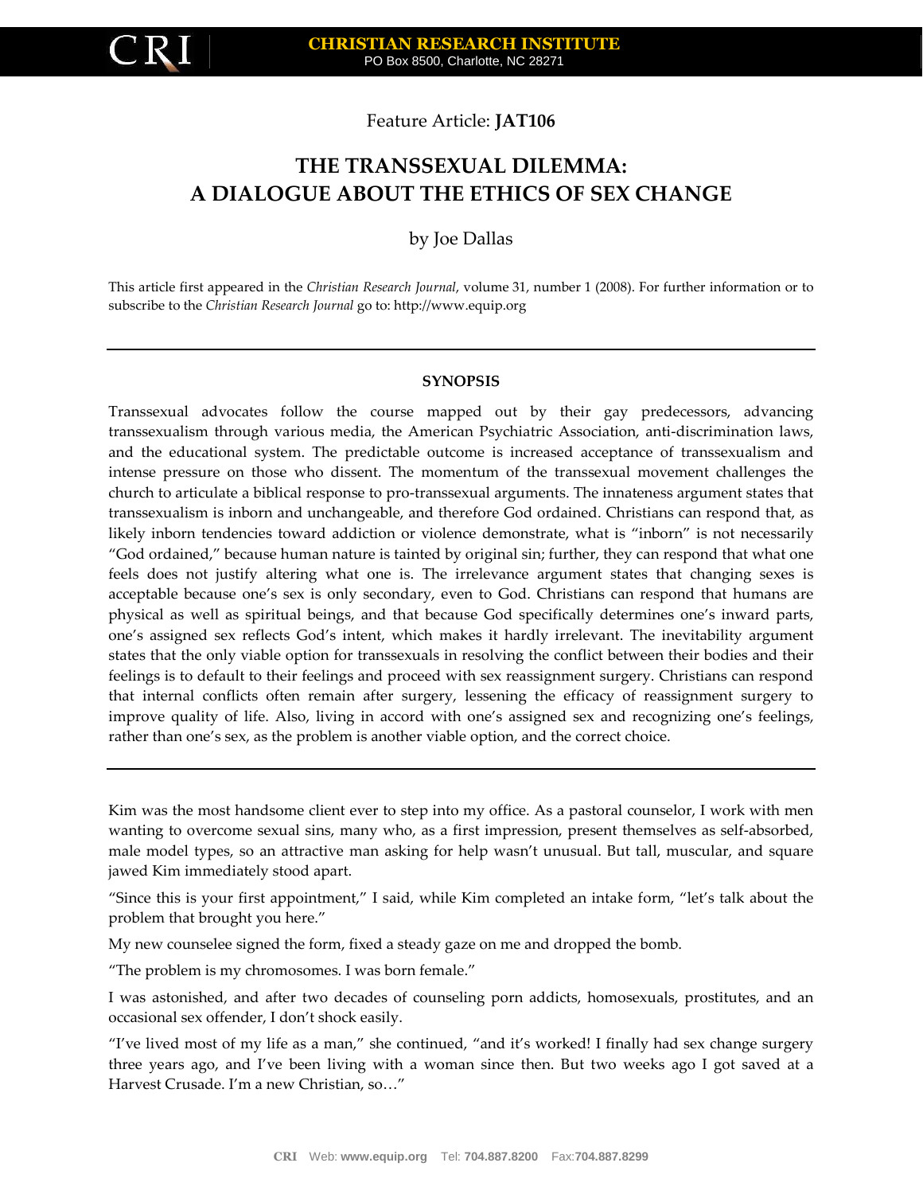Feature Article: **JAT106**

# THE TRANSSEXUAL DILEMMA: A DIALOGUE ABOUT THE ETHICS OF SEX CHANGE

by Joe Dallas

This article first appeared in the *Christian Research Journal*, volume 31, number 1 (2008). For further information or to subscribe to the *Christian Research Journal* go to: http://www.equip.org

---

**SYNOPSIS**

Transsexual advocates follow the course mapped out by their gay predecessors, advancing transsexualism through various media, the American Psychiatric Association, anti-discrimination laws, and the educational system. The predictable outcome is increased acceptance of transsexualism and intense pressure on those who dissent. The momentum of the transsexual movement challenges the church to articulate a biblical response to pro-transsexual arguments. The innateness argument states that transsexualism is inborn and unchangeable, and therefore God ordained. Christians can respond that, as likely inborn tendencies toward addiction or violence demonstrate, what is "inborn" is not necessarily "God ordained," because human nature is tainted by original sin; further, they can respond that what one feels does not justify altering what one is. The irrelevance argument states that changing sexes is acceptable because one's sex is only secondary, even to God. Christians can respond that humans are physical as well as spiritual beings, and that because God specifically determines one's inward parts, one's assigned sex reflects God's intent, which makes it hardly irrelevant. The inevitability argument states that the only viable option for transsexuals in resolving the conflict between their bodies and their feelings is to default to their feelings and proceed with sex reassignment surgery. Christians can respond that internal conflicts often remain after surgery, lessening the efficacy of reassignment surgery to improve quality of life. Also, living in accord with one's assigned sex and recognizing one's feelings, rather than one's sex, as the problem is another viable option, and the correct choice.

---

Kim was the most handsome client ever to step into my office. As a pastoral counselor, I work with men wanting to overcome sexual sins, many who, as a first impression, present themselves as self-absorbed, male model types, so an attractive man asking for help wasn't unusual. But tall, muscular, and square jawed Kim immediately stood apart.

"Since this is your first appointment," I said, while Kim completed an intake form, "let's talk about the problem that brought you here."

My new counselee signed the form, fixed a steady gaze on me and dropped the bomb.

"The problem is my chromosomes. I was born female."

I was astonished, and after two decades of counseling porn addicts, homosexuals, prostitutes, and an occasional sex offender, I don't shock easily.

"I've lived most of my life as a man," she continued, "and it's worked! I finally had sex change surgery three years ago, and I've been living with a woman since then. But two weeks ago I got saved at a Harvest Crusade. I'm a new Christian, so…"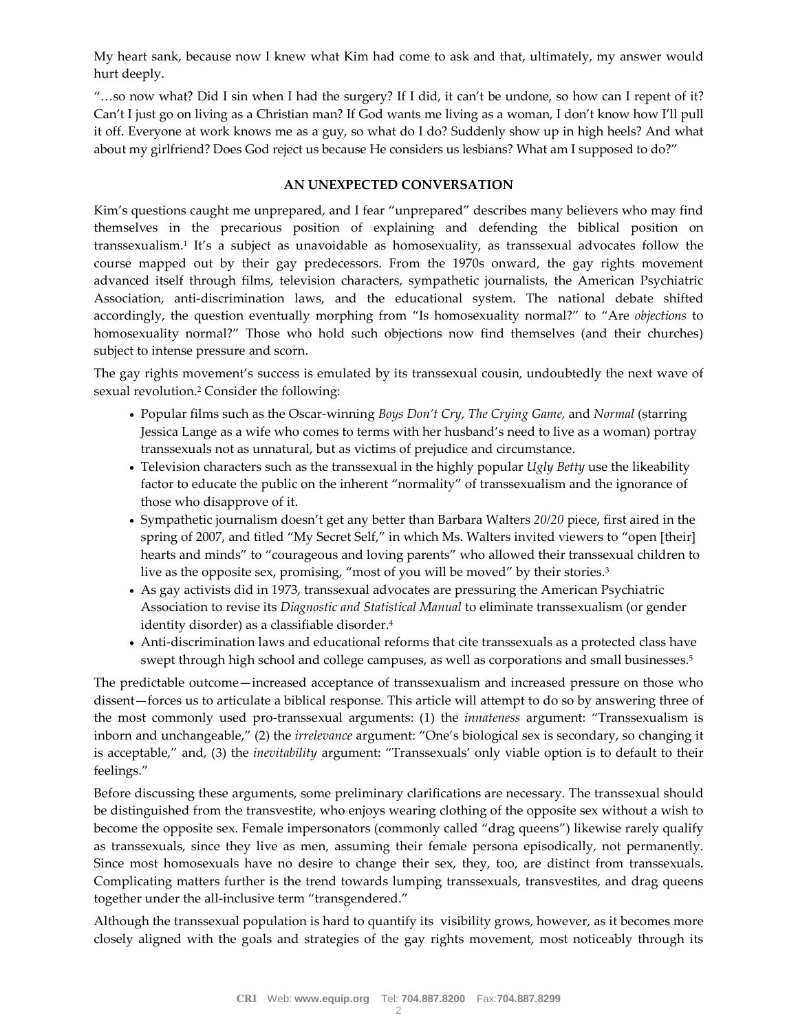My heart sank, because now I knew what Kim had come to ask and that, ultimately, my answer would hurt deeply.

"…so now what? Did I sin when I had the surgery? If I did, it can't be undone, so how can I repent of it? Can't I just go on living as a Christian man? If God wants me living as a woman, I don't know how I'll pull it off. Everyone at work knows me as a guy, so what do I do? Suddenly show up in high heels? And what about my girlfriend? Does God reject us because He considers us lesbians? What am I supposed to do?"

## AN UNEXPECTED CONVERSATION

Kim's questions caught me unprepared, and I fear "unprepared" describes many believers who may find themselves in the precarious position of explaining and defending the biblical position on transsexualism.[1] It's a subject as unavoidable as homosexuality, as transsexual advocates follow the course mapped out by their gay predecessors. From the 1970s onward, the gay rights movement advanced itself through films, television characters, sympathetic journalists, the American Psychiatric Association, anti-discrimination laws, and the educational system. The national debate shifted accordingly, the question eventually morphing from "Is homosexuality normal?" to "Are *objections* to homosexuality normal?" Those who hold such objections now find themselves (and their churches) subject to intense pressure and scorn.

The gay rights movement's success is emulated by its transsexual cousin, undoubtedly the next wave of sexual revolution.[2] Consider the following:

- Popular films such as the Oscar-winning *Boys Don't Cry*, *The Crying Game,* and *Normal* (starring Jessica Lange as a wife who comes to terms with her husband's need to live as a woman) portray transsexuals not as unnatural, but as victims of prejudice and circumstance.
- Television characters such as the transsexual in the highly popular *Ugly Betty* use the likeability factor to educate the public on the inherent "normality" of transsexualism and the ignorance of those who disapprove of it.
- Sympathetic journalism doesn't get any better than Barbara Walters *20/20* piece, first aired in the spring of 2007, and titled "My Secret Self," in which Ms. Walters invited viewers to "open [their] hearts and minds" to "courageous and loving parents" who allowed their transsexual children to live as the opposite sex, promising, "most of you will be moved" by their stories.[3]
- As gay activists did in 1973, transsexual advocates are pressuring the American Psychiatric Association to revise its *Diagnostic and Statistical Manual* to eliminate transsexualism (or gender identity disorder) as a classifiable disorder.[4]
- Anti-discrimination laws and educational reforms that cite transsexuals as a protected class have swept through high school and college campuses, as well as corporations and small businesses.[5]

The predictable outcome—increased acceptance of transsexualism and increased pressure on those who dissent—forces us to articulate a biblical response. This article will attempt to do so by answering three of the most commonly used pro-transsexual arguments: (1) the *innateness* argument: "Transsexualism is inborn and unchangeable," (2) the *irrelevance* argument: "One's biological sex is secondary, so changing it is acceptable," and, (3) the *inevitability* argument: "Transsexuals' only viable option is to default to their feelings."

Before discussing these arguments, some preliminary clarifications are necessary. The transsexual should be distinguished from the transvestite, who enjoys wearing clothing of the opposite sex without a wish to become the opposite sex. Female impersonators (commonly called "drag queens") likewise rarely qualify as transsexuals, since they live as men, assuming their female persona episodically, not permanently. Since most homosexuals have no desire to change their sex, they, too, are distinct from transsexuals. Complicating matters further is the trend towards lumping transsexuals, transvestites, and drag queens together under the all-inclusive term "transgendered."

Although the transsexual population is hard to quantify its visibility grows, however, as it becomes more closely aligned with the goals and strategies of the gay rights movement, most noticeably through its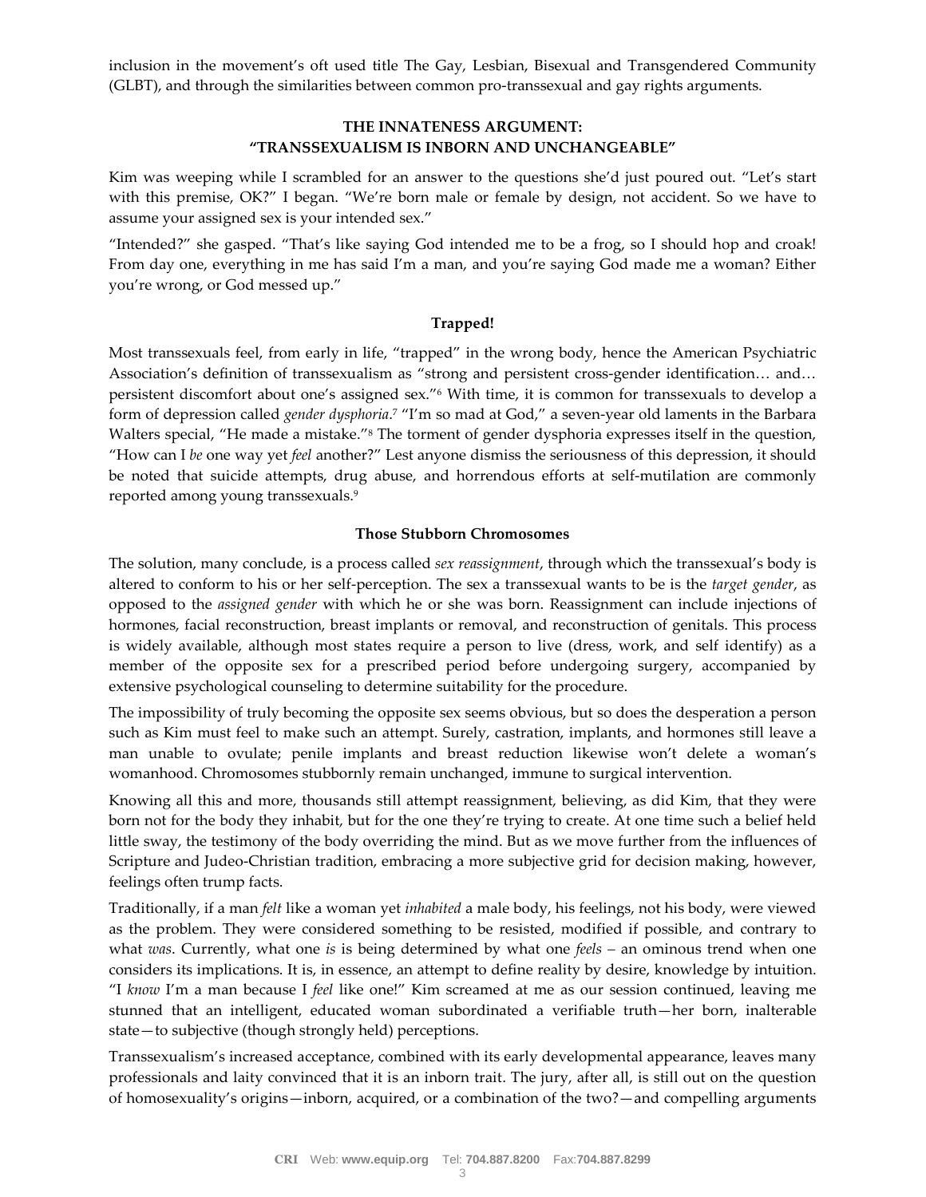inclusion in the movement's oft used title The Gay, Lesbian, Bisexual and Transgendered Community (GLBT), and through the similarities between common pro-transsexual and gay rights arguments.

## THE INNATENESS ARGUMENT: "TRANSSEXUALISM IS INBORN AND UNCHANGEABLE"

Kim was weeping while I scrambled for an answer to the questions she'd just poured out. "Let's start with this premise, OK?" I began. "We're born male or female by design, not accident. So we have to assume your assigned sex is your intended sex."

"Intended?" she gasped. "That's like saying God intended me to be a frog, so I should hop and croak! From day one, everything in me has said I'm a man, and you're saying God made me a woman? Either you're wrong, or God messed up."

### Trapped!

Most transsexuals feel, from early in life, "trapped" in the wrong body, hence the American Psychiatric Association's definition of transsexualism as "strong and persistent cross-gender identification… and… persistent discomfort about one's assigned sex."[6] With time, it is common for transsexuals to develop a form of depression called *gender dysphoria*.[7] "I'm so mad at God," a seven-year old laments in the Barbara Walters special, "He made a mistake."[8] The torment of gender dysphoria expresses itself in the question, "How can I *be* one way yet *feel* another?" Lest anyone dismiss the seriousness of this depression, it should be noted that suicide attempts, drug abuse, and horrendous efforts at self-mutilation are commonly reported among young transsexuals.[9]

### Those Stubborn Chromosomes

The solution, many conclude, is a process called *sex reassignment*, through which the transsexual's body is altered to conform to his or her self-perception. The sex a transsexual wants to be is the *target gender*, as opposed to the *assigned gender* with which he or she was born. Reassignment can include injections of hormones, facial reconstruction, breast implants or removal, and reconstruction of genitals. This process is widely available, although most states require a person to live (dress, work, and self identify) as a member of the opposite sex for a prescribed period before undergoing surgery, accompanied by extensive psychological counseling to determine suitability for the procedure.

The impossibility of truly becoming the opposite sex seems obvious, but so does the desperation a person such as Kim must feel to make such an attempt. Surely, castration, implants, and hormones still leave a man unable to ovulate; penile implants and breast reduction likewise won't delete a woman's womanhood. Chromosomes stubbornly remain unchanged, immune to surgical intervention.

Knowing all this and more, thousands still attempt reassignment, believing, as did Kim, that they were born not for the body they inhabit, but for the one they're trying to create. At one time such a belief held little sway, the testimony of the body overriding the mind. But as we move further from the influences of Scripture and Judeo-Christian tradition, embracing a more subjective grid for decision making, however, feelings often trump facts.

Traditionally, if a man *felt* like a woman yet *inhabited* a male body, his feelings, not his body, were viewed as the problem. They were considered something to be resisted, modified if possible, and contrary to what *was*. Currently, what one *is* is being determined by what one *feels* – an ominous trend when one considers its implications. It is, in essence, an attempt to define reality by desire, knowledge by intuition. "I *know* I'm a man because I *feel* like one!" Kim screamed at me as our session continued, leaving me stunned that an intelligent, educated woman subordinated a verifiable truth—her born, inalterable state—to subjective (though strongly held) perceptions.

Transsexualism's increased acceptance, combined with its early developmental appearance, leaves many professionals and laity convinced that it is an inborn trait. The jury, after all, is still out on the question of homosexuality's origins—inborn, acquired, or a combination of the two?—and compelling arguments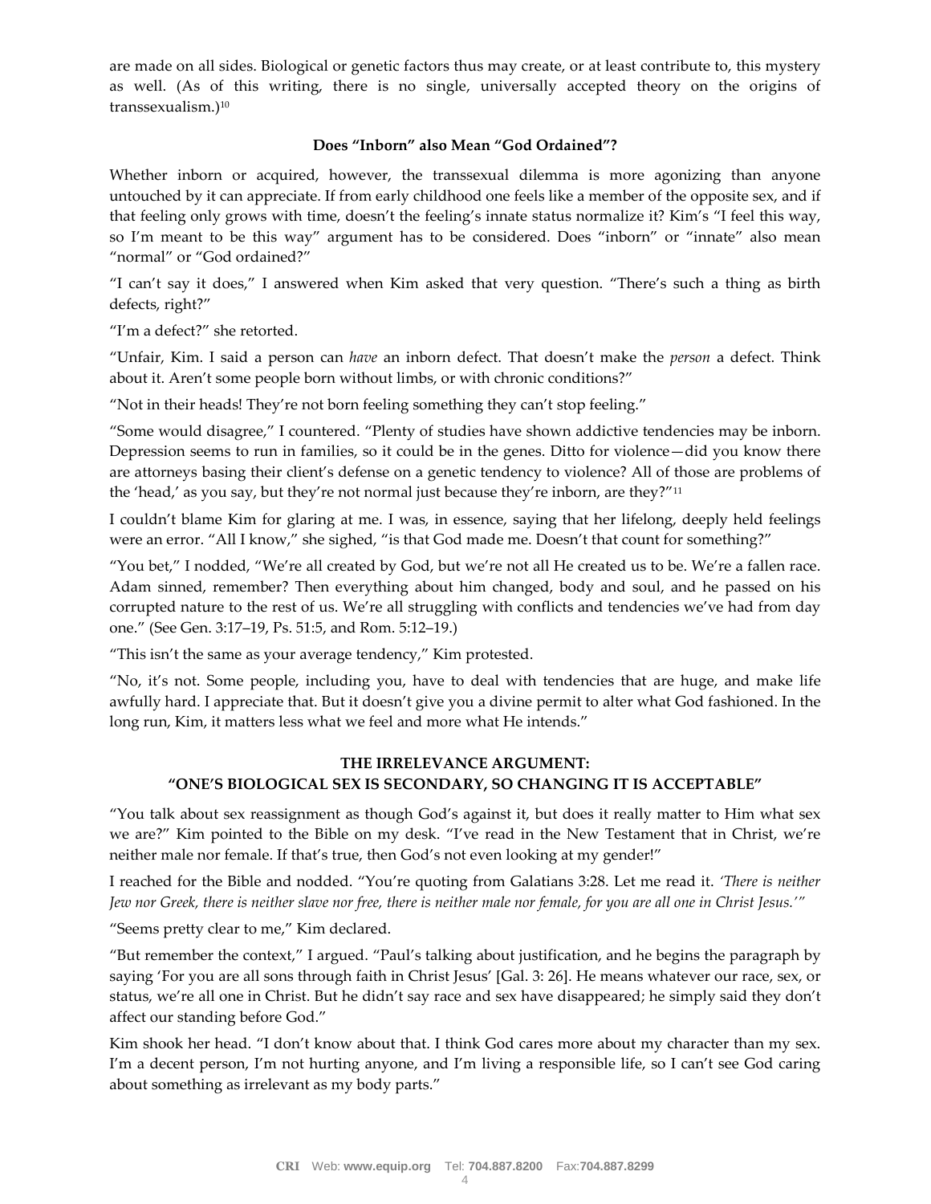are made on all sides. Biological or genetic factors thus may create, or at least contribute to, this mystery as well. (As of this writing, there is no single, universally accepted theory on the origins of transsexualism.)[10]

### Does "Inborn" also Mean "God Ordained"?

Whether inborn or acquired, however, the transsexual dilemma is more agonizing than anyone untouched by it can appreciate. If from early childhood one feels like a member of the opposite sex, and if that feeling only grows with time, doesn't the feeling's innate status normalize it? Kim's "I feel this way, so I'm meant to be this way" argument has to be considered. Does "inborn" or "innate" also mean "normal" or "God ordained?"

"I can't say it does," I answered when Kim asked that very question. "There's such a thing as birth defects, right?"

"I'm a defect?" she retorted.

"Unfair, Kim. I said a person can *have* an inborn defect. That doesn't make the *person* a defect. Think about it. Aren't some people born without limbs, or with chronic conditions?"

"Not in their heads! They're not born feeling something they can't stop feeling."

"Some would disagree," I countered. "Plenty of studies have shown addictive tendencies may be inborn. Depression seems to run in families, so it could be in the genes. Ditto for violence—did you know there are attorneys basing their client's defense on a genetic tendency to violence? All of those are problems of the 'head,' as you say, but they're not normal just because they're inborn, are they?"[11]

I couldn't blame Kim for glaring at me. I was, in essence, saying that her lifelong, deeply held feelings were an error. "All I know," she sighed, "is that God made me. Doesn't that count for something?"

"You bet," I nodded, "We're all created by God, but we're not all He created us to be. We're a fallen race. Adam sinned, remember? Then everything about him changed, body and soul, and he passed on his corrupted nature to the rest of us. We're all struggling with conflicts and tendencies we've had from day one." (See Gen. 3:17–19, Ps. 51:5, and Rom. 5:12–19.)

"This isn't the same as your average tendency," Kim protested.

"No, it's not. Some people, including you, have to deal with tendencies that are huge, and make life awfully hard. I appreciate that. But it doesn't give you a divine permit to alter what God fashioned. In the long run, Kim, it matters less what we feel and more what He intends."

### THE IRRELEVANCE ARGUMENT: "ONE'S BIOLOGICAL SEX IS SECONDARY, SO CHANGING IT IS ACCEPTABLE"

"You talk about sex reassignment as though God's against it, but does it really matter to Him what sex we are?" Kim pointed to the Bible on my desk. "I've read in the New Testament that in Christ, we're neither male nor female. If that's true, then God's not even looking at my gender!"

I reached for the Bible and nodded. "You're quoting from Galatians 3:28. Let me read it. *'There is neither Jew nor Greek, there is neither slave nor free, there is neither male nor female, for you are all one in Christ Jesus.'*"

"Seems pretty clear to me," Kim declared.

"But remember the context," I argued. "Paul's talking about justification, and he begins the paragraph by saying 'For you are all sons through faith in Christ Jesus' [Gal. 3: 26]. He means whatever our race, sex, or status, we're all one in Christ. But he didn't say race and sex have disappeared; he simply said they don't affect our standing before God."

Kim shook her head. "I don't know about that. I think God cares more about my character than my sex. I'm a decent person, I'm not hurting anyone, and I'm living a responsible life, so I can't see God caring about something as irrelevant as my body parts."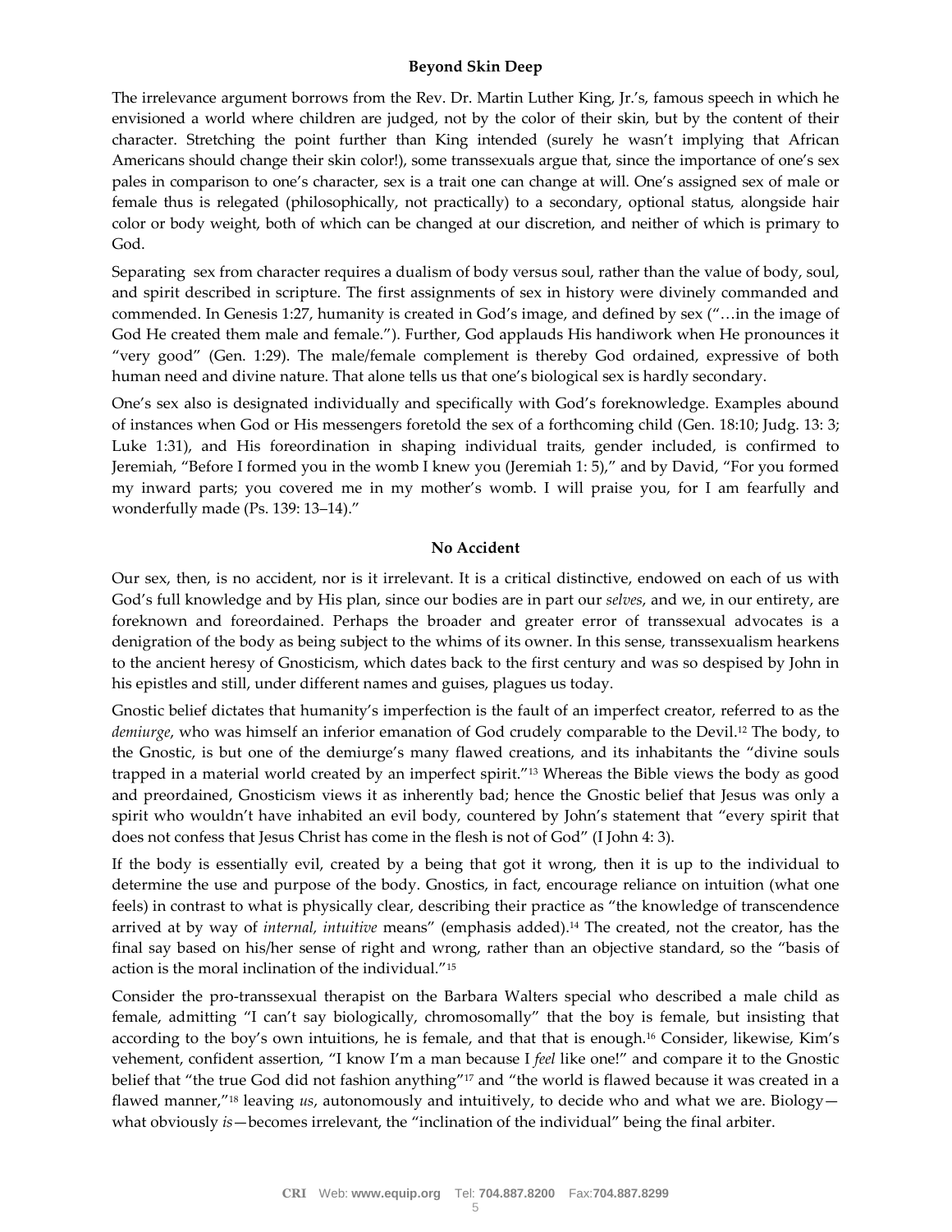### Beyond Skin Deep

The irrelevance argument borrows from the Rev. Dr. Martin Luther King, Jr.'s, famous speech in which he envisioned a world where children are judged, not by the color of their skin, but by the content of their character. Stretching the point further than King intended (surely he wasn't implying that African Americans should change their skin color!), some transsexuals argue that, since the importance of one's sex pales in comparison to one's character, sex is a trait one can change at will. One's assigned sex of male or female thus is relegated (philosophically, not practically) to a secondary, optional status, alongside hair color or body weight, both of which can be changed at our discretion, and neither of which is primary to God.

Separating sex from character requires a dualism of body versus soul, rather than the value of body, soul, and spirit described in scripture. The first assignments of sex in history were divinely commanded and commended. In Genesis 1:27, humanity is created in God's image, and defined by sex ("…in the image of God He created them male and female."). Further, God applauds His handiwork when He pronounces it "very good" (Gen. 1:29). The male/female complement is thereby God ordained, expressive of both human need and divine nature. That alone tells us that one's biological sex is hardly secondary.

One's sex also is designated individually and specifically with God's foreknowledge. Examples abound of instances when God or His messengers foretold the sex of a forthcoming child (Gen. 18:10; Judg. 13: 3; Luke 1:31), and His foreordination in shaping individual traits, gender included, is confirmed to Jeremiah, "Before I formed you in the womb I knew you (Jeremiah 1: 5)," and by David, "For you formed my inward parts; you covered me in my mother's womb. I will praise you, for I am fearfully and wonderfully made (Ps. 139: 13–14)."

### No Accident

Our sex, then, is no accident, nor is it irrelevant. It is a critical distinctive, endowed on each of us with God's full knowledge and by His plan, since our bodies are in part our *selves*, and we, in our entirety, are foreknown and foreordained. Perhaps the broader and greater error of transsexual advocates is a denigration of the body as being subject to the whims of its owner. In this sense, transsexualism hearkens to the ancient heresy of Gnosticism, which dates back to the first century and was so despised by John in his epistles and still, under different names and guises, plagues us today.

Gnostic belief dictates that humanity's imperfection is the fault of an imperfect creator, referred to as the *demiurge*, who was himself an inferior emanation of God crudely comparable to the Devil.[12] The body, to the Gnostic, is but one of the demiurge's many flawed creations, and its inhabitants the "divine souls trapped in a material world created by an imperfect spirit."[13] Whereas the Bible views the body as good and preordained, Gnosticism views it as inherently bad; hence the Gnostic belief that Jesus was only a spirit who wouldn't have inhabited an evil body, countered by John's statement that "every spirit that does not confess that Jesus Christ has come in the flesh is not of God" (I John 4: 3).

If the body is essentially evil, created by a being that got it wrong, then it is up to the individual to determine the use and purpose of the body. Gnostics, in fact, encourage reliance on intuition (what one feels) in contrast to what is physically clear, describing their practice as "the knowledge of transcendence arrived at by way of *internal, intuitive* means" (emphasis added).[14] The created, not the creator, has the final say based on his/her sense of right and wrong, rather than an objective standard, so the "basis of action is the moral inclination of the individual."[15]

Consider the pro-transsexual therapist on the Barbara Walters special who described a male child as female, admitting "I can't say biologically, chromosomally" that the boy is female, but insisting that according to the boy's own intuitions, he is female, and that that is enough.[16] Consider, likewise, Kim's vehement, confident assertion, "I know I'm a man because I *feel* like one!" and compare it to the Gnostic belief that "the true God did not fashion anything"[17] and "the world is flawed because it was created in a flawed manner,"[18] leaving *us*, autonomously and intuitively, to decide who and what we are. Biology—what obviously *is*—becomes irrelevant, the "inclination of the individual" being the final arbiter.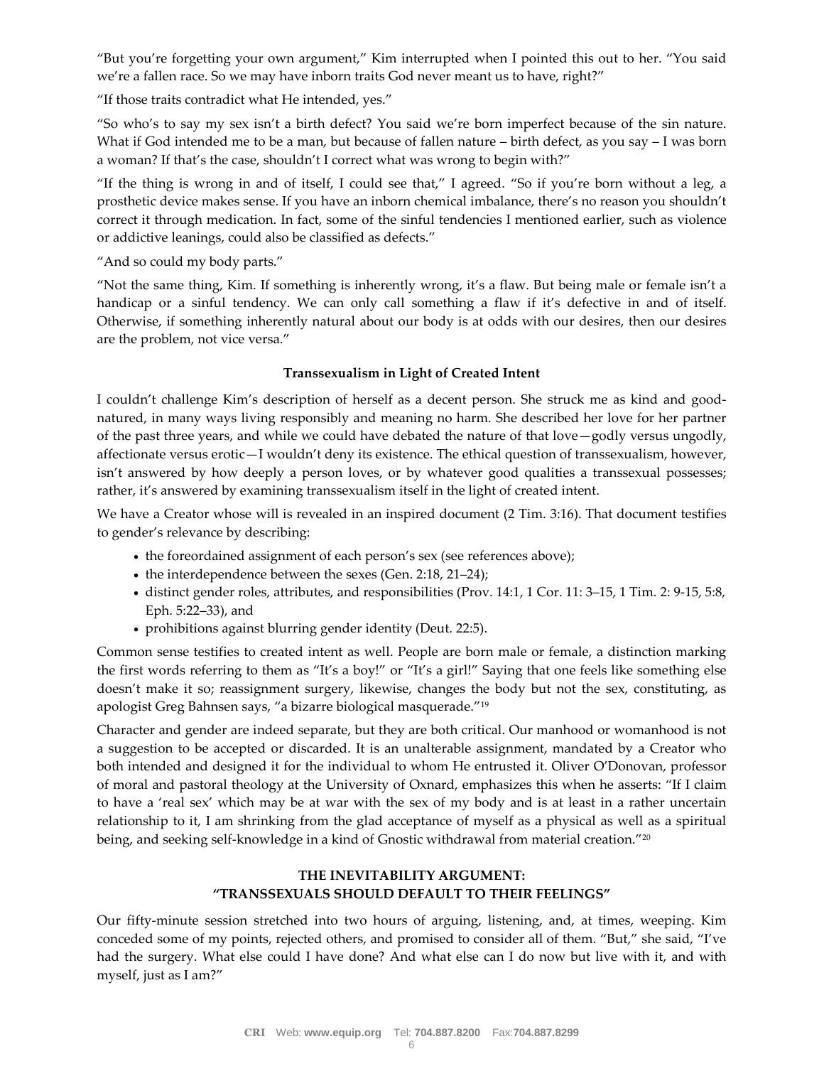"But you're forgetting your own argument," Kim interrupted when I pointed this out to her. "You said we're a fallen race. So we may have inborn traits God never meant us to have, right?"

"If those traits contradict what He intended, yes."

"So who's to say my sex isn't a birth defect? You said we're born imperfect because of the sin nature. What if God intended me to be a man, but because of fallen nature – birth defect, as you say – I was born a woman? If that's the case, shouldn't I correct what was wrong to begin with?"

"If the thing is wrong in and of itself, I could see that," I agreed. "So if you're born without a leg, a prosthetic device makes sense. If you have an inborn chemical imbalance, there's no reason you shouldn't correct it through medication. In fact, some of the sinful tendencies I mentioned earlier, such as violence or addictive leanings, could also be classified as defects."

"And so could my body parts."

"Not the same thing, Kim. If something is inherently wrong, it's a flaw. But being male or female isn't a handicap or a sinful tendency. We can only call something a flaw if it's defective in and of itself. Otherwise, if something inherently natural about our body is at odds with our desires, then our desires are the problem, not vice versa."

**Transsexualism in Light of Created Intent**

I couldn't challenge Kim's description of herself as a decent person. She struck me as kind and good-natured, in many ways living responsibly and meaning no harm. She described her love for her partner of the past three years, and while we could have debated the nature of that love—godly versus ungodly, affectionate versus erotic—I wouldn't deny its existence. The ethical question of transsexualism, however, isn't answered by how deeply a person loves, or by whatever good qualities a transsexual possesses; rather, it's answered by examining transsexualism itself in the light of created intent.

We have a Creator whose will is revealed in an inspired document (2 Tim. 3:16). That document testifies to gender's relevance by describing:

- the foreordained assignment of each person's sex (see references above);
- the interdependence between the sexes (Gen. 2:18, 21–24);
- distinct gender roles, attributes, and responsibilities (Prov. 14:1, 1 Cor. 11: 3–15, 1 Tim. 2: 9-15, 5:8, Eph. 5:22–33), and
- prohibitions against blurring gender identity (Deut. 22:5).

Common sense testifies to created intent as well. People are born male or female, a distinction marking the first words referring to them as "It's a boy!" or "It's a girl!" Saying that one feels like something else doesn't make it so; reassignment surgery, likewise, changes the body but not the sex, constituting, as apologist Greg Bahnsen says, "a bizarre biological masquerade."[19]

Character and gender are indeed separate, but they are both critical. Our manhood or womanhood is not a suggestion to be accepted or discarded. It is an unalterable assignment, mandated by a Creator who both intended and designed it for the individual to whom He entrusted it. Oliver O'Donovan, professor of moral and pastoral theology at the University of Oxnard, emphasizes this when he asserts: "If I claim to have a 'real sex' which may be at war with the sex of my body and is at least in a rather uncertain relationship to it, I am shrinking from the glad acceptance of myself as a physical as well as a spiritual being, and seeking self-knowledge in a kind of Gnostic withdrawal from material creation."[20]

**THE INEVITABILITY ARGUMENT:**
**"TRANSSEXUALS SHOULD DEFAULT TO THEIR FEELINGS"**

Our fifty-minute session stretched into two hours of arguing, listening, and, at times, weeping. Kim conceded some of my points, rejected others, and promised to consider all of them. "But," she said, "I've had the surgery. What else could I have done? And what else can I do now but live with it, and with myself, just as I am?"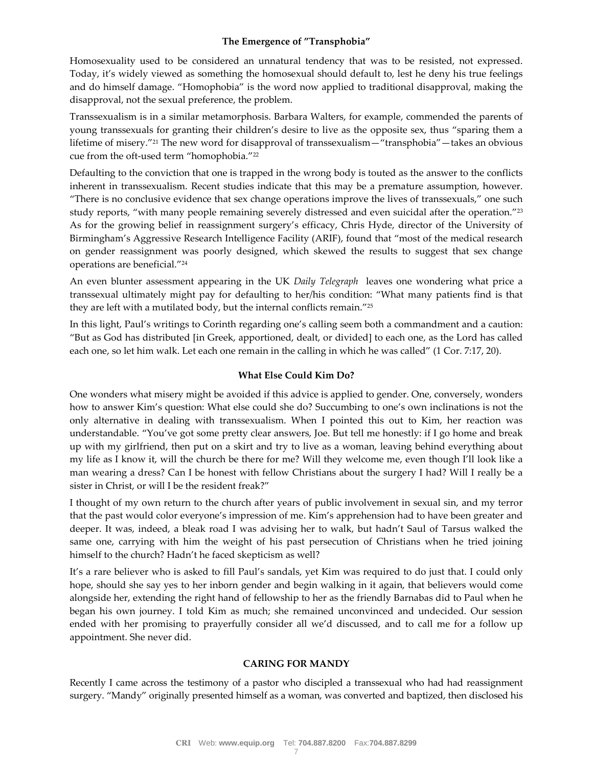### The Emergence of "Transphobia"

Homosexuality used to be considered an unnatural tendency that was to be resisted, not expressed. Today, it's widely viewed as something the homosexual should default to, lest he deny his true feelings and do himself damage. "Homophobia" is the word now applied to traditional disapproval, making the disapproval, not the sexual preference, the problem.

Transsexualism is in a similar metamorphosis. Barbara Walters, for example, commended the parents of young transsexuals for granting their children's desire to live as the opposite sex, thus "sparing them a lifetime of misery."[21] The new word for disapproval of transsexualism—"transphobia"—takes an obvious cue from the oft-used term "homophobia."[22]

Defaulting to the conviction that one is trapped in the wrong body is touted as the answer to the conflicts inherent in transsexualism. Recent studies indicate that this may be a premature assumption, however. "There is no conclusive evidence that sex change operations improve the lives of transsexuals," one such study reports, "with many people remaining severely distressed and even suicidal after the operation."[23] As for the growing belief in reassignment surgery's efficacy, Chris Hyde, director of the University of Birmingham's Aggressive Research Intelligence Facility (ARIF), found that "most of the medical research on gender reassignment was poorly designed, which skewed the results to suggest that sex change operations are beneficial."[24]

An even blunter assessment appearing in the UK *Daily Telegraph* leaves one wondering what price a transsexual ultimately might pay for defaulting to her/his condition: "What many patients find is that they are left with a mutilated body, but the internal conflicts remain."[25]

In this light, Paul's writings to Corinth regarding one's calling seem both a commandment and a caution: "But as God has distributed [in Greek, apportioned, dealt, or divided] to each one, as the Lord has called each one, so let him walk. Let each one remain in the calling in which he was called" (1 Cor. 7:17, 20).

### What Else Could Kim Do?

One wonders what misery might be avoided if this advice is applied to gender. One, conversely, wonders how to answer Kim's question: What else could she do? Succumbing to one's own inclinations is not the only alternative in dealing with transsexualism. When I pointed this out to Kim, her reaction was understandable. "You've got some pretty clear answers, Joe. But tell me honestly: if I go home and break up with my girlfriend, then put on a skirt and try to live as a woman, leaving behind everything about my life as I know it, will the church be there for me? Will they welcome me, even though I'll look like a man wearing a dress? Can I be honest with fellow Christians about the surgery I had? Will I really be a sister in Christ, or will I be the resident freak?"

I thought of my own return to the church after years of public involvement in sexual sin, and my terror that the past would color everyone's impression of me. Kim's apprehension had to have been greater and deeper. It was, indeed, a bleak road I was advising her to walk, but hadn't Saul of Tarsus walked the same one, carrying with him the weight of his past persecution of Christians when he tried joining himself to the church? Hadn't he faced skepticism as well?

It's a rare believer who is asked to fill Paul's sandals, yet Kim was required to do just that. I could only hope, should she say yes to her inborn gender and begin walking in it again, that believers would come alongside her, extending the right hand of fellowship to her as the friendly Barnabas did to Paul when he began his own journey. I told Kim as much; she remained unconvinced and undecided. Our session ended with her promising to prayerfully consider all we'd discussed, and to call me for a follow up appointment. She never did.

## CARING FOR MANDY

Recently I came across the testimony of a pastor who discipled a transsexual who had had reassignment surgery. "Mandy" originally presented himself as a woman, was converted and baptized, then disclosed his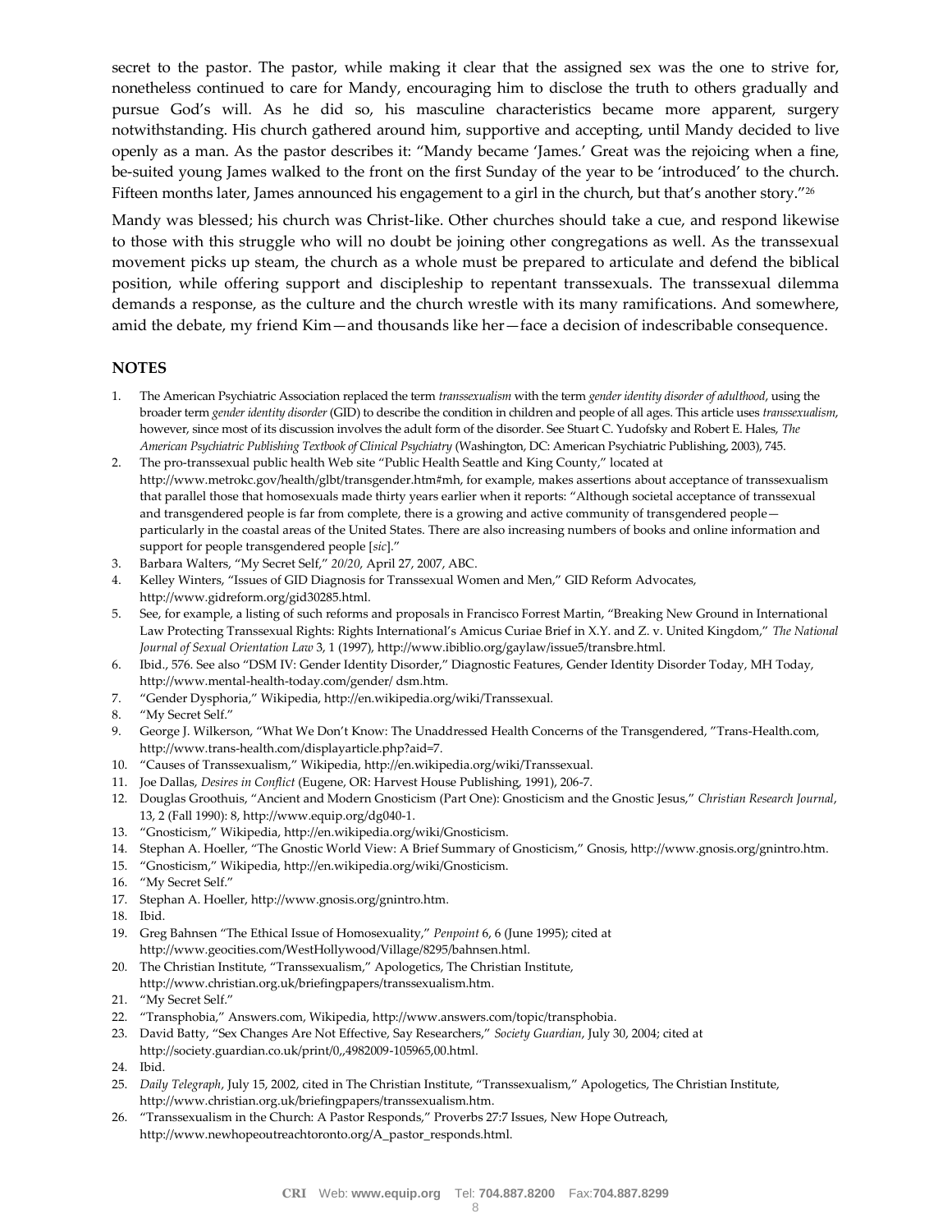secret to the pastor. The pastor, while making it clear that the assigned sex was the one to strive for, nonetheless continued to care for Mandy, encouraging him to disclose the truth to others gradually and pursue God's will. As he did so, his masculine characteristics became more apparent, surgery notwithstanding. His church gathered around him, supportive and accepting, until Mandy decided to live openly as a man. As the pastor describes it: "Mandy became 'James.' Great was the rejoicing when a fine, be-suited young James walked to the front on the first Sunday of the year to be 'introduced' to the church. Fifteen months later, James announced his engagement to a girl in the church, but that's another story."[26]

Mandy was blessed; his church was Christ-like. Other churches should take a cue, and respond likewise to those with this struggle who will no doubt be joining other congregations as well. As the transsexual movement picks up steam, the church as a whole must be prepared to articulate and defend the biblical position, while offering support and discipleship to repentant transsexuals. The transsexual dilemma demands a response, as the culture and the church wrestle with its many ramifications. And somewhere, amid the debate, my friend Kim—and thousands like her—face a decision of indescribable consequence.

## NOTES

1. The American Psychiatric Association replaced the term *transsexualism* with the term *gender identity disorder of adulthood*, using the broader term *gender identity disorder* (GID) to describe the condition in children and people of all ages. This article uses *transsexualism*, however, since most of its discussion involves the adult form of the disorder. See Stuart C. Yudofsky and Robert E. Hales, *The American Psychiatric Publishing Textbook of Clinical Psychiatry* (Washington, DC: American Psychiatric Publishing, 2003), 745.
2. The pro-transsexual public health Web site "Public Health Seattle and King County," located at http://www.metrokc.gov/health/glbt/transgender.htm#mh, for example, makes assertions about acceptance of transsexualism that parallel those that homosexuals made thirty years earlier when it reports: "Although societal acceptance of transsexual and transgendered people is far from complete, there is a growing and active community of transgendered people—particularly in the coastal areas of the United States. There are also increasing numbers of books and online information and support for people transgendered people [*sic*]."
3. Barbara Walters, "My Secret Self," *20/20*, April 27, 2007, ABC.
4. Kelley Winters, "Issues of GID Diagnosis for Transsexual Women and Men," GID Reform Advocates, http://www.gidreform.org/gid30285.html.
5. See, for example, a listing of such reforms and proposals in Francisco Forrest Martin, "Breaking New Ground in International Law Protecting Transsexual Rights: Rights International's Amicus Curiae Brief in X.Y. and Z. v. United Kingdom," *The National Journal of Sexual Orientation Law* 3, 1 (1997), http://www.ibiblio.org/gaylaw/issue5/transbre.html.
6. Ibid., 576. See also "DSM IV: Gender Identity Disorder," Diagnostic Features, Gender Identity Disorder Today, MH Today, http://www.mental-health-today.com/gender/ dsm.htm.
7. "Gender Dysphoria," Wikipedia, http://en.wikipedia.org/wiki/Transsexual.
8. "My Secret Self."
9. George J. Wilkerson, "What We Don't Know: The Unaddressed Health Concerns of the Transgendered, "Trans-Health.com, http://www.trans-health.com/displayarticle.php?aid=7.
10. "Causes of Transsexualism," Wikipedia, http://en.wikipedia.org/wiki/Transsexual.
11. Joe Dallas, *Desires in Conflict* (Eugene, OR: Harvest House Publishing, 1991), 206-7.
12. Douglas Groothuis, "Ancient and Modern Gnosticism (Part One): Gnosticism and the Gnostic Jesus," *Christian Research Journal*, 13, 2 (Fall 1990): 8, http://www.equip.org/dg040-1.
13. "Gnosticism," Wikipedia, http://en.wikipedia.org/wiki/Gnosticism.
14. Stephan A. Hoeller, "The Gnostic World View: A Brief Summary of Gnosticism," Gnosis, http://www.gnosis.org/gnintro.htm.
15. "Gnosticism," Wikipedia, http://en.wikipedia.org/wiki/Gnosticism.
16. "My Secret Self."
17. Stephan A. Hoeller, http://www.gnosis.org/gnintro.htm.
18. Ibid.
19. Greg Bahnsen "The Ethical Issue of Homosexuality," *Penpoint* 6, 6 (June 1995); cited at http://www.geocities.com/WestHollywood/Village/8295/bahnsen.html.
20. The Christian Institute, "Transsexualism," Apologetics, The Christian Institute, http://www.christian.org.uk/briefingpapers/transsexualism.htm.
21. "My Secret Self."
22. "Transphobia," Answers.com, Wikipedia, http://www.answers.com/topic/transphobia.
23. David Batty, "Sex Changes Are Not Effective, Say Researchers," *Society Guardian*, July 30, 2004; cited at http://society.guardian.co.uk/print/0,,4982009-105965,00.html.
24. Ibid.
25. *Daily Telegraph*, July 15, 2002, cited in The Christian Institute, "Transsexualism," Apologetics, The Christian Institute, http://www.christian.org.uk/briefingpapers/transsexualism.htm.
26. "Transsexualism in the Church: A Pastor Responds," Proverbs 27:7 Issues, New Hope Outreach, http://www.newhopeoutreachtoronto.org/A_pastor_responds.html.